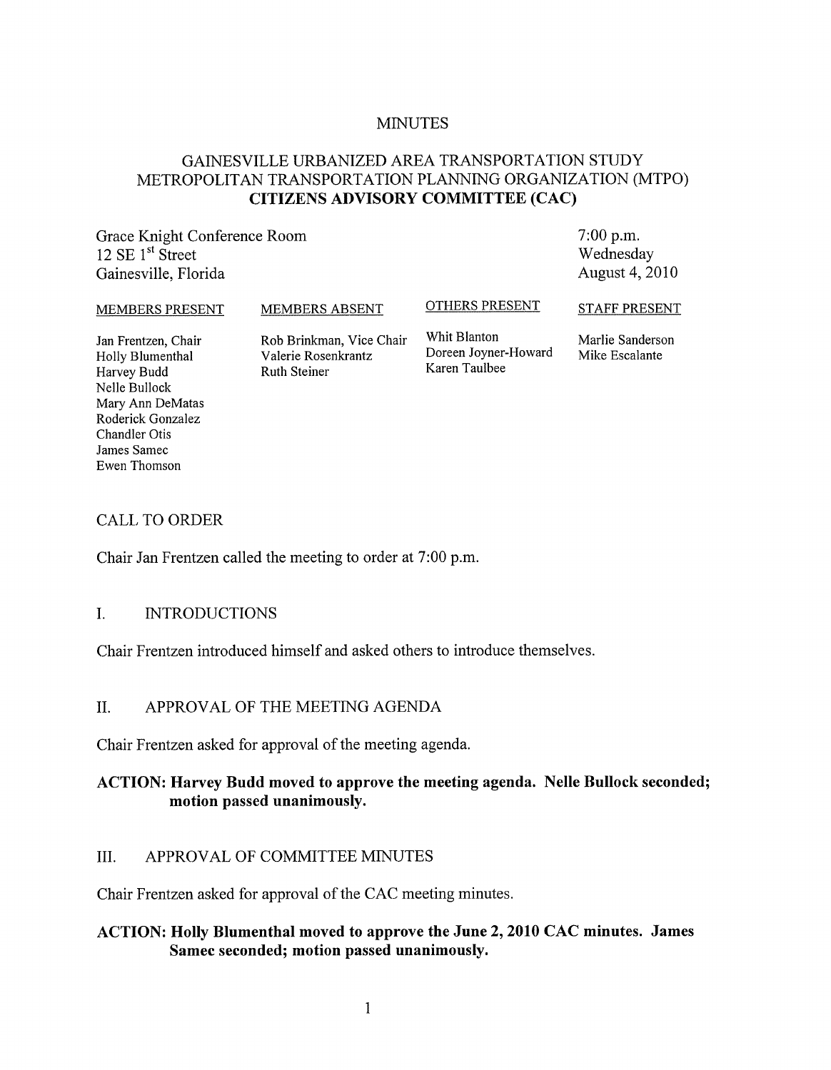# MINUTES

## GAINESVILLE URBANIZED AREA TRANSPORTATION STUDY METROPOLITAN TRANSPORTATION PLANNING ORGANIZATION (MTPO) CITIZENS ADVISORY COMMITTEE (CAC)

Grace Knight Conference Room
12 SE 1st Street
Gainesville, Florida

7:00 p.m.
Wednesday
August 4, 2010

| MEMBERS PRESENT | MEMBERS ABSENT | OTHERS PRESENT | STAFF PRESENT |
|---|---|---|---|
| Jan Frentzen, Chair | Rob Brinkman, Vice Chair | Whit Blanton | Marlie Sanderson |
| Holly Blumenthal | Valerie Rosenkrantz | Doreen Joyner-Howard | Mike Escalante |
| Harvey Budd | Ruth Steiner | Karen Taulbee | |
| Nelle Bullock | | | |
| Mary Ann DeMatas | | | |
| Roderick Gonzalez | | | |
| Chandler Otis | | | |
| James Samec | | | |
| Ewen Thomson | | | |

CALL TO ORDER

Chair Jan Frentzen called the meeting to order at 7:00 p.m.

I. INTRODUCTIONS

Chair Frentzen introduced himself and asked others to introduce themselves.

II. APPROVAL OF THE MEETING AGENDA

Chair Frentzen asked for approval of the meeting agenda.

**ACTION: Harvey Budd moved to approve the meeting agenda. Nelle Bullock seconded; motion passed unanimously.**

III. APPROVAL OF COMMITTEE MINUTES

Chair Frentzen asked for approval of the CAC meeting minutes.

**ACTION: Holly Blumenthal moved to approve the June 2, 2010 CAC minutes. James Samec seconded; motion passed unanimously.**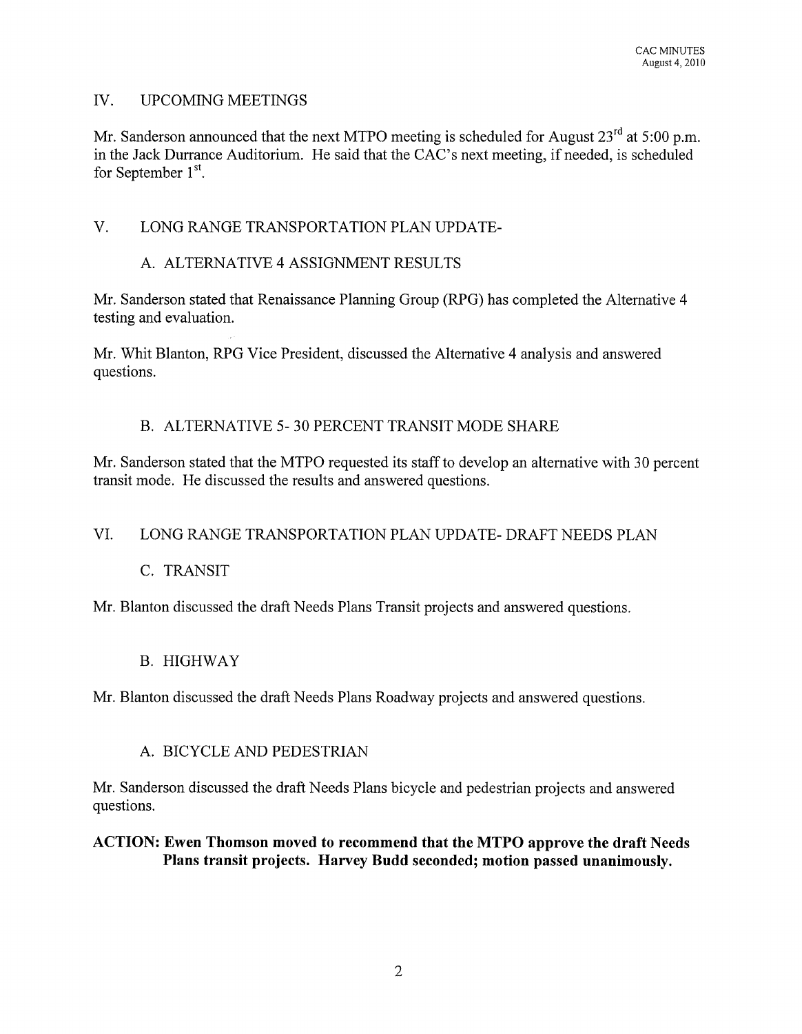## IV. UPCOMING MEETINGS

Mr. Sanderson announced that the next MTPO meeting is scheduled for August 23rd at 5:00 p.m. in the Jack Durrance Auditorium. He said that the CAC's next meeting, if needed, is scheduled for September 1st.

## V. LONG RANGE TRANSPORTATION PLAN UPDATE-

### A. ALTERNATIVE 4 ASSIGNMENT RESULTS

Mr. Sanderson stated that Renaissance Planning Group (RPG) has completed the Alternative 4 testing and evaluation.

Mr. Whit Blanton, RPG Vice President, discussed the Alternative 4 analysis and answered questions.

### B. ALTERNATIVE 5- 30 PERCENT TRANSIT MODE SHARE

Mr. Sanderson stated that the MTPO requested its staff to develop an alternative with 30 percent transit mode. He discussed the results and answered questions.

## VI. LONG RANGE TRANSPORTATION PLAN UPDATE- DRAFT NEEDS PLAN

### C. TRANSIT

Mr. Blanton discussed the draft Needs Plans Transit projects and answered questions.

### B. HIGHWAY

Mr. Blanton discussed the draft Needs Plans Roadway projects and answered questions.

### A. BICYCLE AND PEDESTRIAN

Mr. Sanderson discussed the draft Needs Plans bicycle and pedestrian projects and answered questions.

**ACTION: Ewen Thomson moved to recommend that the MTPO approve the draft Needs Plans transit projects. Harvey Budd seconded; motion passed unanimously.**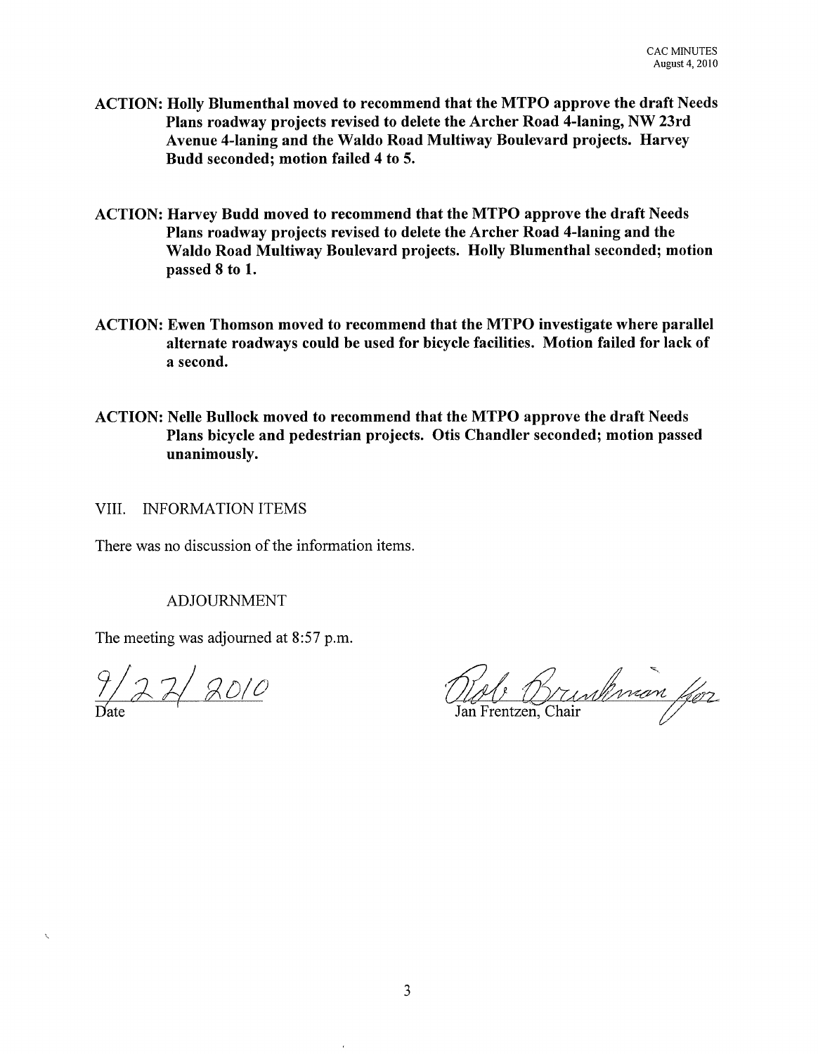**ACTION: Holly Blumenthal moved to recommend that the MTPO approve the draft Needs Plans roadway projects revised to delete the Archer Road 4-laning, NW 23rd Avenue 4-laning and the Waldo Road Multiway Boulevard projects. Harvey Budd seconded; motion failed 4 to 5.**

**ACTION: Harvey Budd moved to recommend that the MTPO approve the draft Needs Plans roadway projects revised to delete the Archer Road 4-laning and the Waldo Road Multiway Boulevard projects. Holly Blumenthal seconded; motion passed 8 to 1.**

**ACTION: Ewen Thomson moved to recommend that the MTPO investigate where parallel alternate roadways could be used for bicycle facilities. Motion failed for lack of a second.**

**ACTION: Nelle Bullock moved to recommend that the MTPO approve the draft Needs Plans bicycle and pedestrian projects. Otis Chandler seconded; motion passed unanimously.**

## VIII. INFORMATION ITEMS

There was no discussion of the information items.

## ADJOURNMENT

The meeting was adjourned at 8:57 p.m.

9/22/2010
Date

Rob Brinkman for
Jan Frentzen, Chair